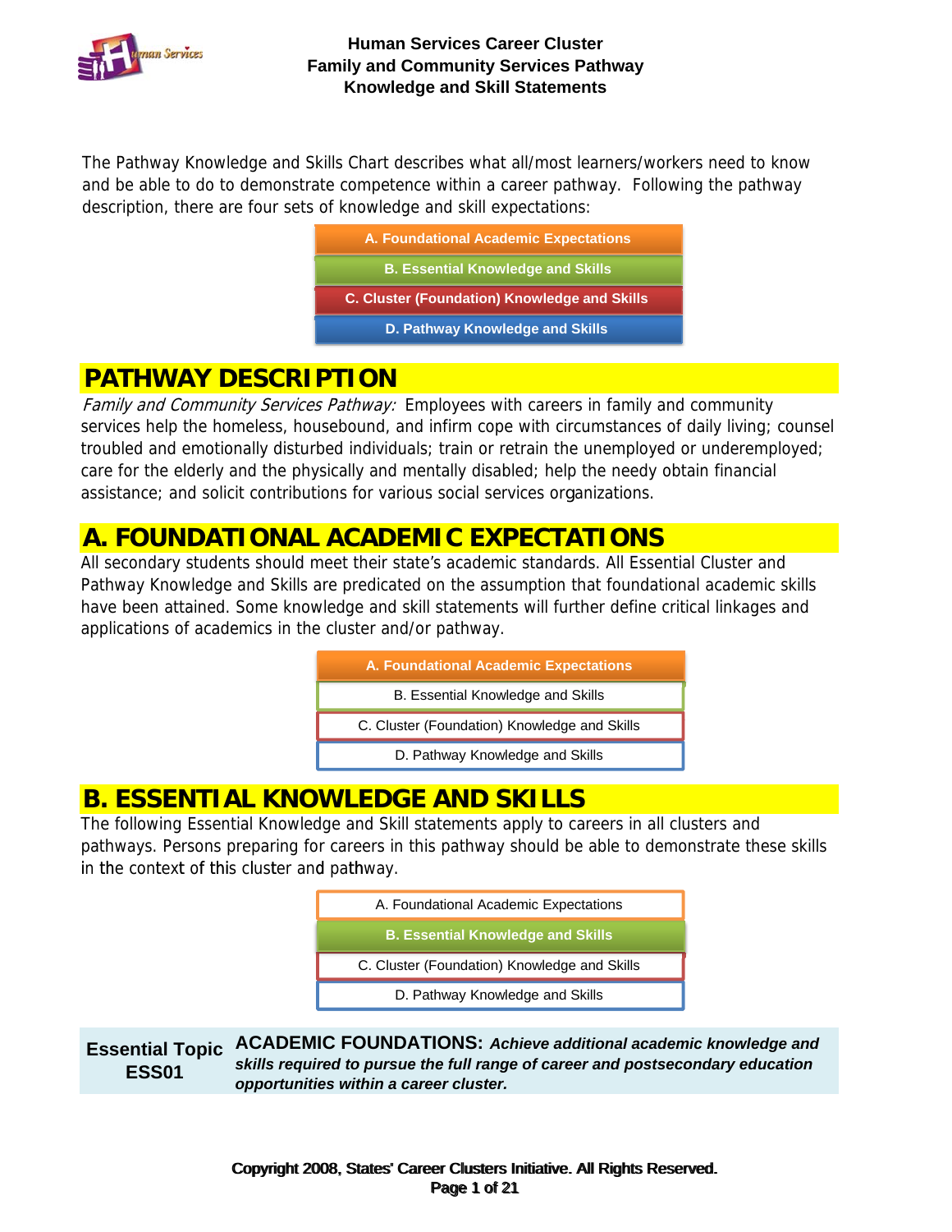# Human Services Career Cluster
## Family and Community Services Pathway
## Knowledge and Skill Statements

The Pathway Knowledge and Skills Chart describes what all/most learners/workers need to know and be able to do to demonstrate competence within a career pathway. Following the pathway description, there are four sets of knowledge and skill expectations:

- **A. Foundational Academic Expectations**
- **B. Essential Knowledge and Skills**
- **C. Cluster (Foundation) Knowledge and Skills**
- **D. Pathway Knowledge and Skills**

## PATHWAY DESCRIPTION

*Family and Community Services Pathway:* Employees with careers in family and community services help the homeless, housebound, and infirm cope with circumstances of daily living; counsel troubled and emotionally disturbed individuals; train or retrain the unemployed or underemployed; care for the elderly and the physically and mentally disabled; help the needy obtain financial assistance; and solicit contributions for various social services organizations.

## A. FOUNDATIONAL ACADEMIC EXPECTATIONS

All secondary students should meet their state's academic standards. All Essential Cluster and Pathway Knowledge and Skills are predicated on the assumption that foundational academic skills have been attained. Some knowledge and skill statements will further define critical linkages and applications of academics in the cluster and/or pathway.

- **A. Foundational Academic Expectations**
- B. Essential Knowledge and Skills
- C. Cluster (Foundation) Knowledge and Skills
- D. Pathway Knowledge and Skills

## B. ESSENTIAL KNOWLEDGE AND SKILLS

The following Essential Knowledge and Skill statements apply to careers in all clusters and pathways. Persons preparing for careers in this pathway should be able to demonstrate these skills in the context of this cluster and pathway.

- A. Foundational Academic Expectations
- **B. Essential Knowledge and Skills**
- C. Cluster (Foundation) Knowledge and Skills
- D. Pathway Knowledge and Skills

| Essential Topic ESS01 | **ACADEMIC FOUNDATIONS:** ***Achieve additional academic knowledge and skills required to pursue the full range of career and postsecondary education opportunities within a career cluster.*** |
|---|---|

Copyright 2008, States' Career Clusters Initiative. All Rights Reserved.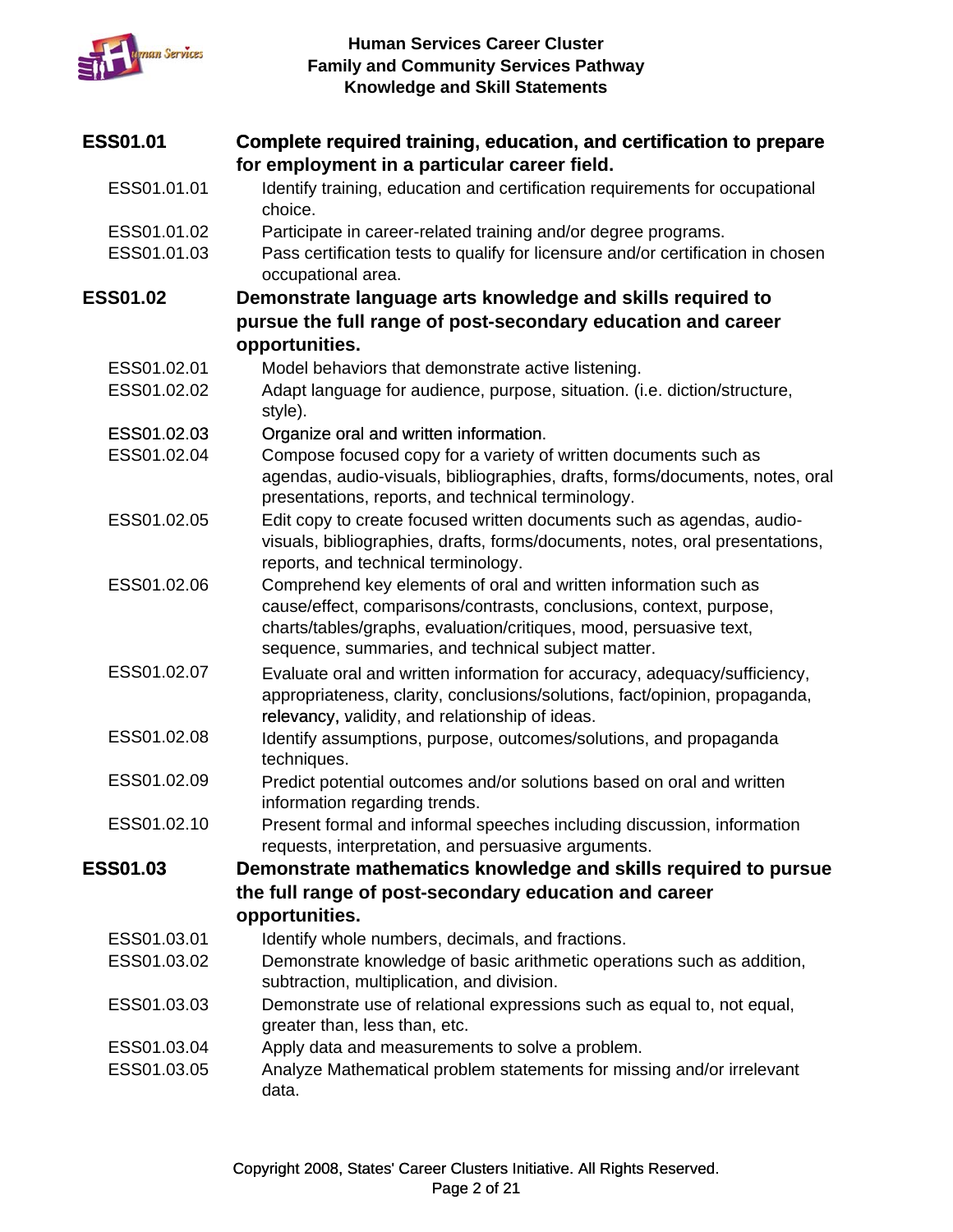**ESS01.01** **Complete required training, education, and certification to prepare for employment in a particular career field.**

- ESS01.01.01 Identify training, education and certification requirements for occupational choice.
- ESS01.01.02 Participate in career-related training and/or degree programs.
- ESS01.01.03 Pass certification tests to qualify for licensure and/or certification in chosen occupational area.

**ESS01.02** **Demonstrate language arts knowledge and skills required to pursue the full range of post-secondary education and career opportunities.**

- ESS01.02.01 Model behaviors that demonstrate active listening.
- ESS01.02.02 Adapt language for audience, purpose, situation. (i.e. diction/structure, style).
- ESS01.02.03 Organize oral and written information.
- ESS01.02.04 Compose focused copy for a variety of written documents such as agendas, audio-visuals, bibliographies, drafts, forms/documents, notes, oral presentations, reports, and technical terminology.
- ESS01.02.05 Edit copy to create focused written documents such as agendas, audio-visuals, bibliographies, drafts, forms/documents, notes, oral presentations, reports, and technical terminology.
- ESS01.02.06 Comprehend key elements of oral and written information such as cause/effect, comparisons/contrasts, conclusions, context, purpose, charts/tables/graphs, evaluation/critiques, mood, persuasive text, sequence, summaries, and technical subject matter.
- ESS01.02.07 Evaluate oral and written information for accuracy, adequacy/sufficiency, appropriateness, clarity, conclusions/solutions, fact/opinion, propaganda, relevancy, validity, and relationship of ideas.
- ESS01.02.08 Identify assumptions, purpose, outcomes/solutions, and propaganda techniques.
- ESS01.02.09 Predict potential outcomes and/or solutions based on oral and written information regarding trends.
- ESS01.02.10 Present formal and informal speeches including discussion, information requests, interpretation, and persuasive arguments.

**ESS01.03** **Demonstrate mathematics knowledge and skills required to pursue the full range of post-secondary education and career opportunities.**

- ESS01.03.01 Identify whole numbers, decimals, and fractions.
- ESS01.03.02 Demonstrate knowledge of basic arithmetic operations such as addition, subtraction, multiplication, and division.
- ESS01.03.03 Demonstrate use of relational expressions such as equal to, not equal, greater than, less than, etc.
- ESS01.03.04 Apply data and measurements to solve a problem.
- ESS01.03.05 Analyze Mathematical problem statements for missing and/or irrelevant data.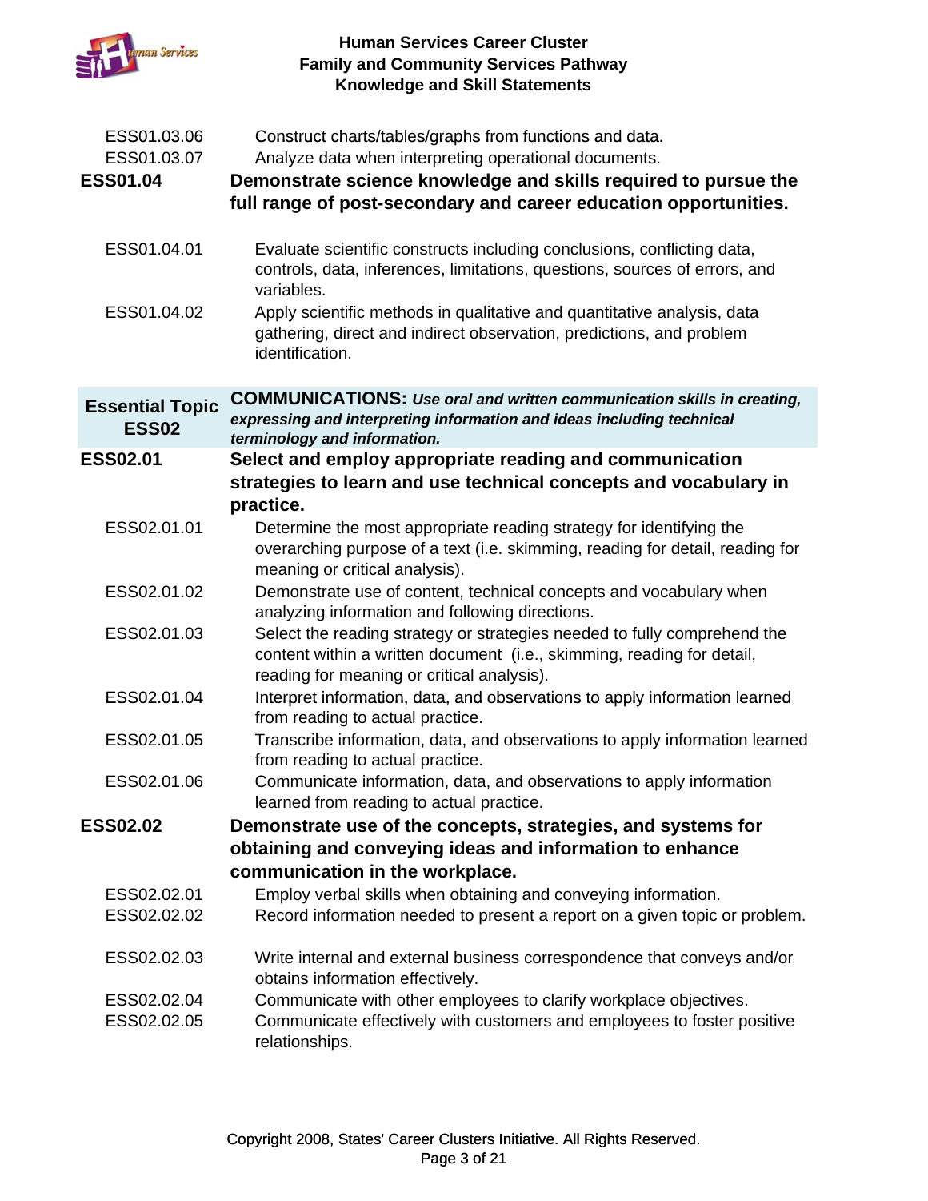ESS01.03.06 Construct charts/tables/graphs from functions and data.

ESS01.03.07 Analyze data when interpreting operational documents.

**ESS01.04** **Demonstrate science knowledge and skills required to pursue the full range of post-secondary and career education opportunities.**

ESS01.04.01 Evaluate scientific constructs including conclusions, conflicting data, controls, data, inferences, limitations, questions, sources of errors, and variables.

ESS01.04.02 Apply scientific methods in qualitative and quantitative analysis, data gathering, direct and indirect observation, predictions, and problem identification.

## Essential Topic ESS02

**COMMUNICATIONS:** ***Use oral and written communication skills in creating, expressing and interpreting information and ideas including technical terminology and information.***

**ESS02.01** **Select and employ appropriate reading and communication strategies to learn and use technical concepts and vocabulary in practice.**

ESS02.01.01 Determine the most appropriate reading strategy for identifying the overarching purpose of a text (i.e. skimming, reading for detail, reading for meaning or critical analysis).

ESS02.01.02 Demonstrate use of content, technical concepts and vocabulary when analyzing information and following directions.

ESS02.01.03 Select the reading strategy or strategies needed to fully comprehend the content within a written document (i.e., skimming, reading for detail, reading for meaning or critical analysis).

ESS02.01.04 Interpret information, data, and observations to apply information learned from reading to actual practice.

ESS02.01.05 Transcribe information, data, and observations to apply information learned from reading to actual practice.

ESS02.01.06 Communicate information, data, and observations to apply information learned from reading to actual practice.

**ESS02.02** **Demonstrate use of the concepts, strategies, and systems for obtaining and conveying ideas and information to enhance communication in the workplace.**

ESS02.02.01 Employ verbal skills when obtaining and conveying information.

ESS02.02.02 Record information needed to present a report on a given topic or problem.

ESS02.02.03 Write internal and external business correspondence that conveys and/or obtains information effectively.

ESS02.02.04 Communicate with other employees to clarify workplace objectives.

ESS02.02.05 Communicate effectively with customers and employees to foster positive relationships.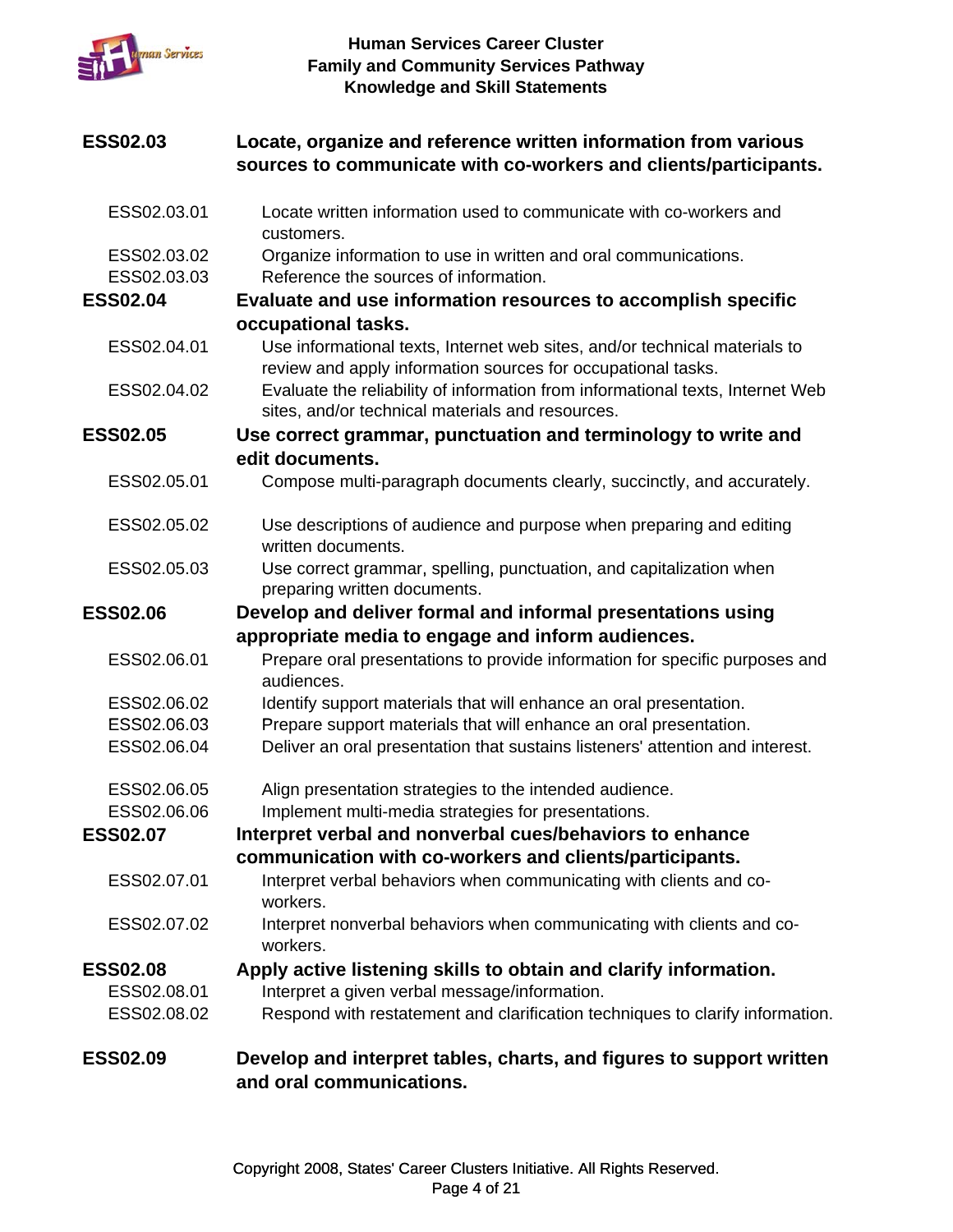**ESS02.03** **Locate, organize and reference written information from various sources to communicate with co-workers and clients/participants.**

- ESS02.03.01 Locate written information used to communicate with co-workers and customers.
- ESS02.03.02 Organize information to use in written and oral communications.
- ESS02.03.03 Reference the sources of information.

**ESS02.04** **Evaluate and use information resources to accomplish specific occupational tasks.**

- ESS02.04.01 Use informational texts, Internet web sites, and/or technical materials to review and apply information sources for occupational tasks.
- ESS02.04.02 Evaluate the reliability of information from informational texts, Internet Web sites, and/or technical materials and resources.

**ESS02.05** **Use correct grammar, punctuation and terminology to write and edit documents.**

- ESS02.05.01 Compose multi-paragraph documents clearly, succinctly, and accurately.
- ESS02.05.02 Use descriptions of audience and purpose when preparing and editing written documents.
- ESS02.05.03 Use correct grammar, spelling, punctuation, and capitalization when preparing written documents.

**ESS02.06** **Develop and deliver formal and informal presentations using appropriate media to engage and inform audiences.**

- ESS02.06.01 Prepare oral presentations to provide information for specific purposes and audiences.
- ESS02.06.02 Identify support materials that will enhance an oral presentation.
- ESS02.06.03 Prepare support materials that will enhance an oral presentation.
- ESS02.06.04 Deliver an oral presentation that sustains listeners' attention and interest.
- ESS02.06.05 Align presentation strategies to the intended audience.
- ESS02.06.06 Implement multi-media strategies for presentations.

**ESS02.07** **Interpret verbal and nonverbal cues/behaviors to enhance communication with co-workers and clients/participants.**

- ESS02.07.01 Interpret verbal behaviors when communicating with clients and co-workers.
- ESS02.07.02 Interpret nonverbal behaviors when communicating with clients and co-workers.

**ESS02.08** **Apply active listening skills to obtain and clarify information.**

- ESS02.08.01 Interpret a given verbal message/information.
- ESS02.08.02 Respond with restatement and clarification techniques to clarify information.

**ESS02.09** **Develop and interpret tables, charts, and figures to support written and oral communications.**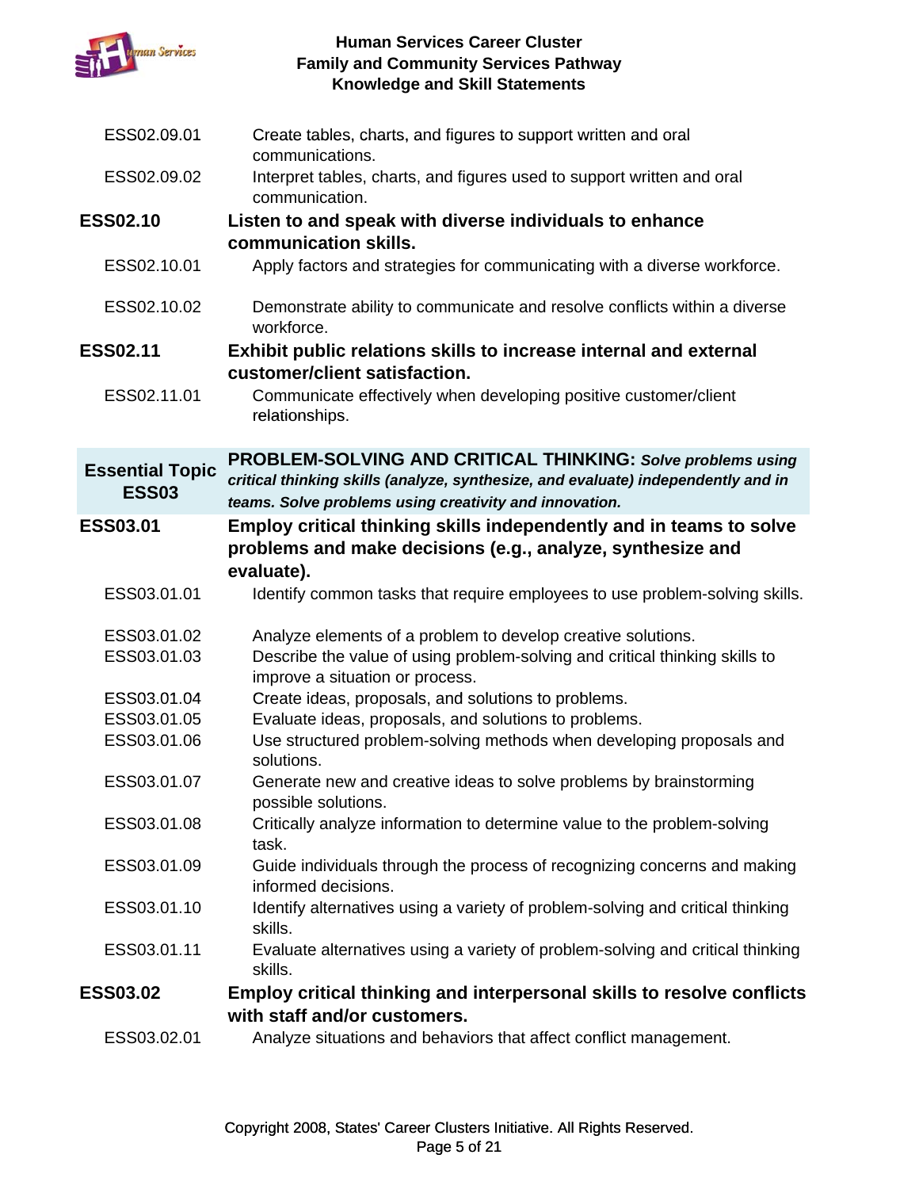| | |
|---|---|
| ESS02.09.01 | Create tables, charts, and figures to support written and oral communications. |
| ESS02.09.02 | Interpret tables, charts, and figures used to support written and oral communication. |
| **ESS02.10** | **Listen to and speak with diverse individuals to enhance communication skills.** |
| ESS02.10.01 | Apply factors and strategies for communicating with a diverse workforce. |
| ESS02.10.02 | Demonstrate ability to communicate and resolve conflicts within a diverse workforce. |
| **ESS02.11** | **Exhibit public relations skills to increase internal and external customer/client satisfaction.** |
| ESS02.11.01 | Communicate effectively when developing positive customer/client relationships. |
| **Essential Topic ESS03** | **PROBLEM-SOLVING AND CRITICAL THINKING:** ***Solve problems using critical thinking skills (analyze, synthesize, and evaluate) independently and in teams. Solve problems using creativity and innovation.*** |
| **ESS03.01** | **Employ critical thinking skills independently and in teams to solve problems and make decisions (e.g., analyze, synthesize and evaluate).** |
| ESS03.01.01 | Identify common tasks that require employees to use problem-solving skills. |
| ESS03.01.02 | Analyze elements of a problem to develop creative solutions. |
| ESS03.01.03 | Describe the value of using problem-solving and critical thinking skills to improve a situation or process. |
| ESS03.01.04 | Create ideas, proposals, and solutions to problems. |
| ESS03.01.05 | Evaluate ideas, proposals, and solutions to problems. |
| ESS03.01.06 | Use structured problem-solving methods when developing proposals and solutions. |
| ESS03.01.07 | Generate new and creative ideas to solve problems by brainstorming possible solutions. |
| ESS03.01.08 | Critically analyze information to determine value to the problem-solving task. |
| ESS03.01.09 | Guide individuals through the process of recognizing concerns and making informed decisions. |
| ESS03.01.10 | Identify alternatives using a variety of problem-solving and critical thinking skills. |
| ESS03.01.11 | Evaluate alternatives using a variety of problem-solving and critical thinking skills. |
| **ESS03.02** | **Employ critical thinking and interpersonal skills to resolve conflicts with staff and/or customers.** |
| ESS03.02.01 | Analyze situations and behaviors that affect conflict management. |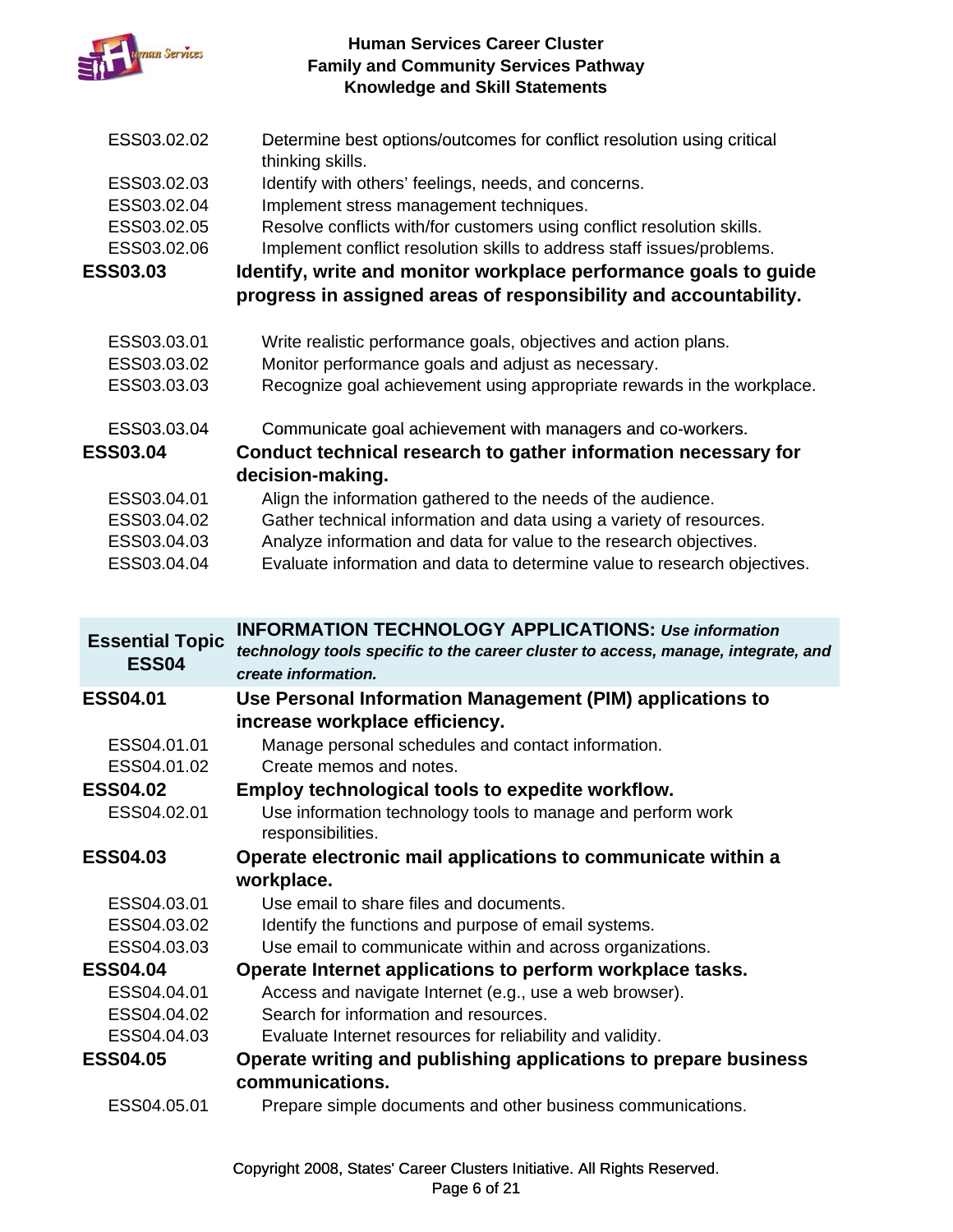| | |
|---|---|
| ESS03.02.02 | Determine best options/outcomes for conflict resolution using critical thinking skills. |
| ESS03.02.03 | Identify with others' feelings, needs, and concerns. |
| ESS03.02.04 | Implement stress management techniques. |
| ESS03.02.05 | Resolve conflicts with/for customers using conflict resolution skills. |
| ESS03.02.06 | Implement conflict resolution skills to address staff issues/problems. |
| **ESS03.03** | **Identify, write and monitor workplace performance goals to guide progress in assigned areas of responsibility and accountability.** |
| ESS03.03.01 | Write realistic performance goals, objectives and action plans. |
| ESS03.03.02 | Monitor performance goals and adjust as necessary. |
| ESS03.03.03 | Recognize goal achievement using appropriate rewards in the workplace. |
| ESS03.03.04 | Communicate goal achievement with managers and co-workers. |
| **ESS03.04** | **Conduct technical research to gather information necessary for decision-making.** |
| ESS03.04.01 | Align the information gathered to the needs of the audience. |
| ESS03.04.02 | Gather technical information and data using a variety of resources. |
| ESS03.04.03 | Analyze information and data for value to the research objectives. |
| ESS03.04.04 | Evaluate information and data to determine value to research objectives. |

| **Essential Topic ESS04** | **INFORMATION TECHNOLOGY APPLICATIONS:** ***Use information technology tools specific to the career cluster to access, manage, integrate, and create information.*** |
|---|---|
| **ESS04.01** | **Use Personal Information Management (PIM) applications to increase workplace efficiency.** |
| ESS04.01.01 | Manage personal schedules and contact information. |
| ESS04.01.02 | Create memos and notes. |
| **ESS04.02** | **Employ technological tools to expedite workflow.** |
| ESS04.02.01 | Use information technology tools to manage and perform work responsibilities. |
| **ESS04.03** | **Operate electronic mail applications to communicate within a workplace.** |
| ESS04.03.01 | Use email to share files and documents. |
| ESS04.03.02 | Identify the functions and purpose of email systems. |
| ESS04.03.03 | Use email to communicate within and across organizations. |
| **ESS04.04** | **Operate Internet applications to perform workplace tasks.** |
| ESS04.04.01 | Access and navigate Internet (e.g., use a web browser). |
| ESS04.04.02 | Search for information and resources. |
| ESS04.04.03 | Evaluate Internet resources for reliability and validity. |
| **ESS04.05** | **Operate writing and publishing applications to prepare business communications.** |
| ESS04.05.01 | Prepare simple documents and other business communications. |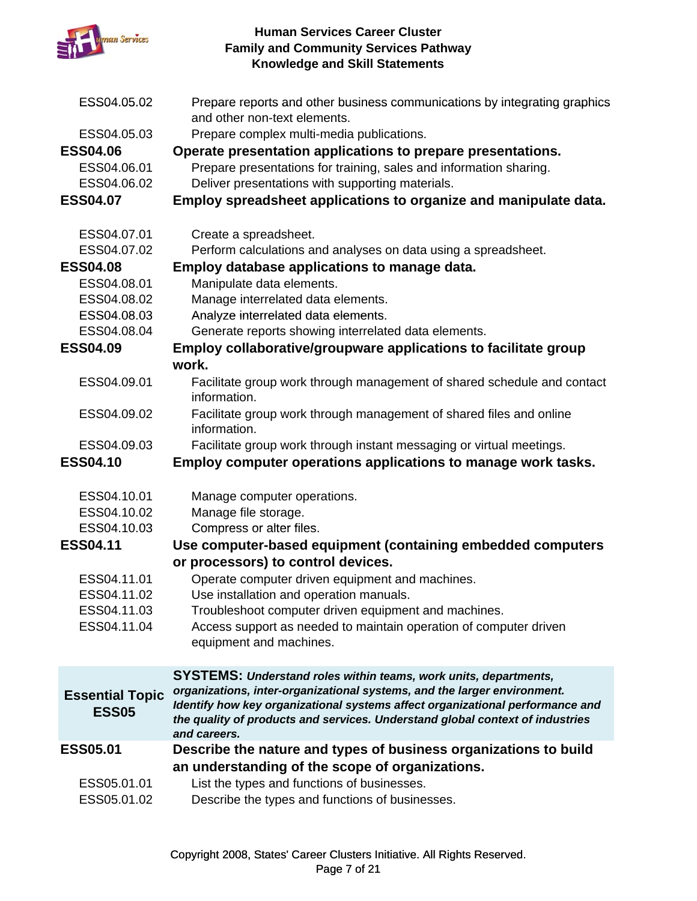| | |
|---|---|
| ESS04.05.02 | Prepare reports and other business communications by integrating graphics and other non-text elements. |
| ESS04.05.03 | Prepare complex multi-media publications. |
| **ESS04.06** | **Operate presentation applications to prepare presentations.** |
| ESS04.06.01 | Prepare presentations for training, sales and information sharing. |
| ESS04.06.02 | Deliver presentations with supporting materials. |
| **ESS04.07** | **Employ spreadsheet applications to organize and manipulate data.** |
| ESS04.07.01 | Create a spreadsheet. |
| ESS04.07.02 | Perform calculations and analyses on data using a spreadsheet. |
| **ESS04.08** | **Employ database applications to manage data.** |
| ESS04.08.01 | Manipulate data elements. |
| ESS04.08.02 | Manage interrelated data elements. |
| ESS04.08.03 | Analyze interrelated data elements. |
| ESS04.08.04 | Generate reports showing interrelated data elements. |
| **ESS04.09** | **Employ collaborative/groupware applications to facilitate group work.** |
| ESS04.09.01 | Facilitate group work through management of shared schedule and contact information. |
| ESS04.09.02 | Facilitate group work through management of shared files and online information. |
| ESS04.09.03 | Facilitate group work through instant messaging or virtual meetings. |
| **ESS04.10** | **Employ computer operations applications to manage work tasks.** |
| ESS04.10.01 | Manage computer operations. |
| ESS04.10.02 | Manage file storage. |
| ESS04.10.03 | Compress or alter files. |
| **ESS04.11** | **Use computer-based equipment (containing embedded computers or processors) to control devices.** |
| ESS04.11.01 | Operate computer driven equipment and machines. |
| ESS04.11.02 | Use installation and operation manuals. |
| ESS04.11.03 | Troubleshoot computer driven equipment and machines. |
| ESS04.11.04 | Access support as needed to maintain operation of computer driven equipment and machines. |
| **Essential Topic ESS05** | **SYSTEMS:** ***Understand roles within teams, work units, departments, organizations, inter-organizational systems, and the larger environment. Identify how key organizational systems affect organizational performance and the quality of products and services. Understand global context of industries and careers.*** |
| **ESS05.01** | **Describe the nature and types of business organizations to build an understanding of the scope of organizations.** |
| ESS05.01.01 | List the types and functions of businesses. |
| ESS05.01.02 | Describe the types and functions of businesses. |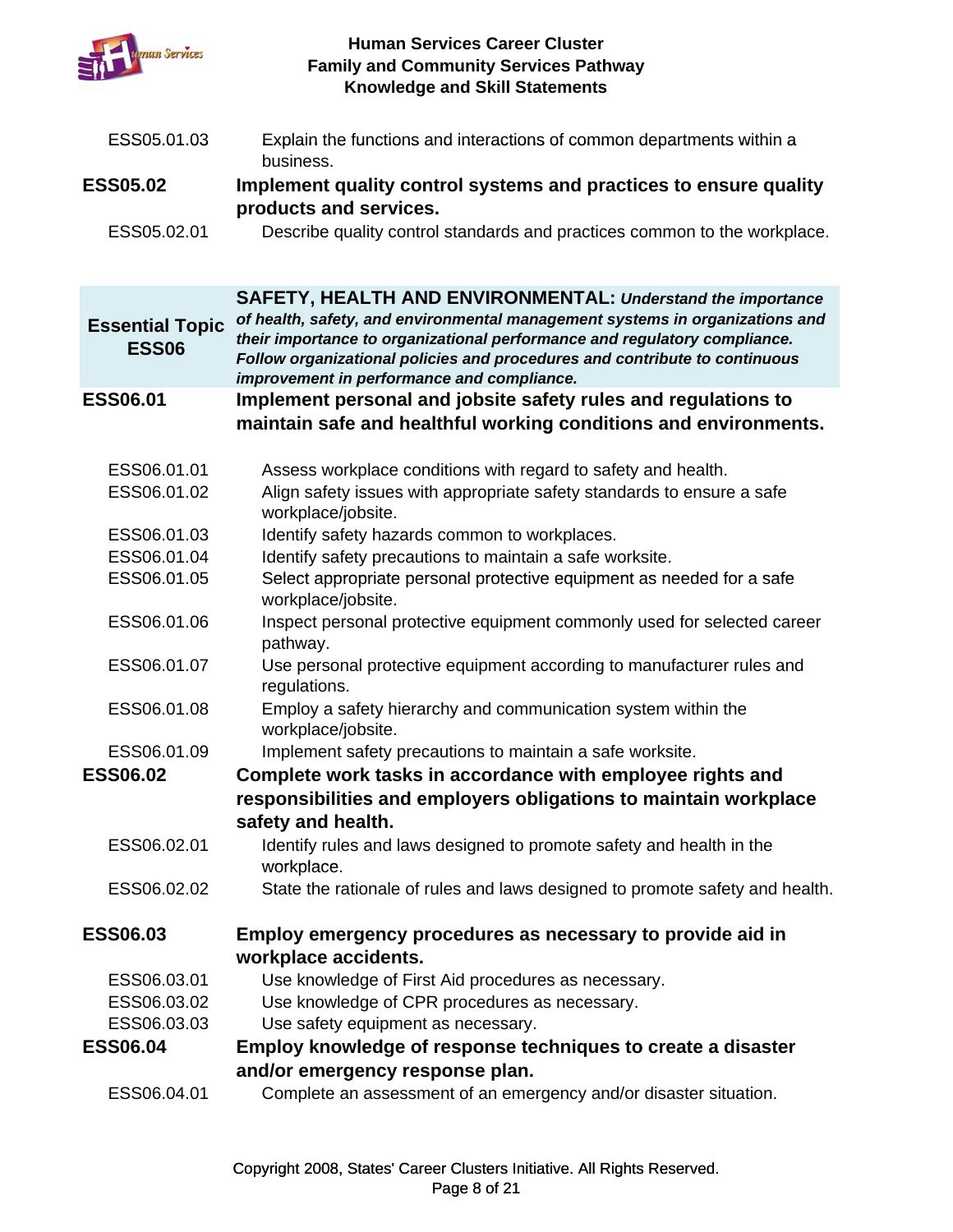| | |
|---|---|
| ESS05.01.03 | Explain the functions and interactions of common departments within a business. |
| **ESS05.02** | **Implement quality control systems and practices to ensure quality products and services.** |
| ESS05.02.01 | Describe quality control standards and practices common to the workplace. |

| | |
|---|---|
| **Essential Topic ESS06** | **SAFETY, HEALTH AND ENVIRONMENTAL:** ***Understand the importance of health, safety, and environmental management systems in organizations and their importance to organizational performance and regulatory compliance. Follow organizational policies and procedures and contribute to continuous improvement in performance and compliance.*** |
| **ESS06.01** | **Implement personal and jobsite safety rules and regulations to maintain safe and healthful working conditions and environments.** |
| ESS06.01.01 | Assess workplace conditions with regard to safety and health. |
| ESS06.01.02 | Align safety issues with appropriate safety standards to ensure a safe workplace/jobsite. |
| ESS06.01.03 | Identify safety hazards common to workplaces. |
| ESS06.01.04 | Identify safety precautions to maintain a safe worksite. |
| ESS06.01.05 | Select appropriate personal protective equipment as needed for a safe workplace/jobsite. |
| ESS06.01.06 | Inspect personal protective equipment commonly used for selected career pathway. |
| ESS06.01.07 | Use personal protective equipment according to manufacturer rules and regulations. |
| ESS06.01.08 | Employ a safety hierarchy and communication system within the workplace/jobsite. |
| ESS06.01.09 | Implement safety precautions to maintain a safe worksite. |
| **ESS06.02** | **Complete work tasks in accordance with employee rights and responsibilities and employers obligations to maintain workplace safety and health.** |
| ESS06.02.01 | Identify rules and laws designed to promote safety and health in the workplace. |
| ESS06.02.02 | State the rationale of rules and laws designed to promote safety and health. |
| **ESS06.03** | **Employ emergency procedures as necessary to provide aid in workplace accidents.** |
| ESS06.03.01 | Use knowledge of First Aid procedures as necessary. |
| ESS06.03.02 | Use knowledge of CPR procedures as necessary. |
| ESS06.03.03 | Use safety equipment as necessary. |
| **ESS06.04** | **Employ knowledge of response techniques to create a disaster and/or emergency response plan.** |
| ESS06.04.01 | Complete an assessment of an emergency and/or disaster situation. |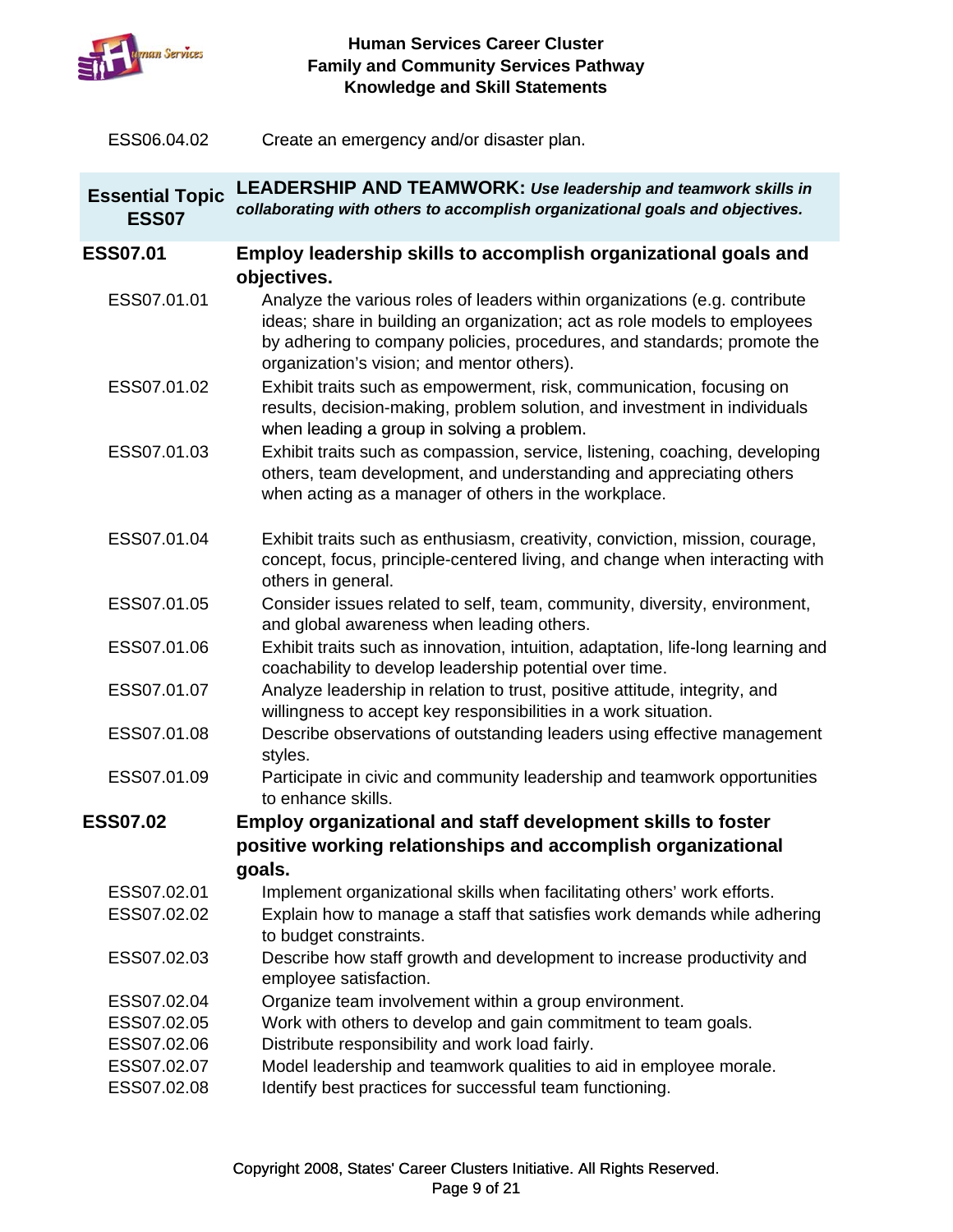| | |
|---|---|
| ESS06.04.02 | Create an emergency and/or disaster plan. |

| **Essential Topic ESS07** | **LEADERSHIP AND TEAMWORK:** ***Use leadership and teamwork skills in collaborating with others to accomplish organizational goals and objectives.*** |
|---|---|
| **ESS07.01** | **Employ leadership skills to accomplish organizational goals and objectives.** |
| ESS07.01.01 | Analyze the various roles of leaders within organizations (e.g. contribute ideas; share in building an organization; act as role models to employees by adhering to company policies, procedures, and standards; promote the organization's vision; and mentor others). |
| ESS07.01.02 | Exhibit traits such as empowerment, risk, communication, focusing on results, decision-making, problem solution, and investment in individuals when leading a group in solving a problem. |
| ESS07.01.03 | Exhibit traits such as compassion, service, listening, coaching, developing others, team development, and understanding and appreciating others when acting as a manager of others in the workplace. |
| ESS07.01.04 | Exhibit traits such as enthusiasm, creativity, conviction, mission, courage, concept, focus, principle-centered living, and change when interacting with others in general. |
| ESS07.01.05 | Consider issues related to self, team, community, diversity, environment, and global awareness when leading others. |
| ESS07.01.06 | Exhibit traits such as innovation, intuition, adaptation, life-long learning and coachability to develop leadership potential over time. |
| ESS07.01.07 | Analyze leadership in relation to trust, positive attitude, integrity, and willingness to accept key responsibilities in a work situation. |
| ESS07.01.08 | Describe observations of outstanding leaders using effective management styles. |
| ESS07.01.09 | Participate in civic and community leadership and teamwork opportunities to enhance skills. |
| **ESS07.02** | **Employ organizational and staff development skills to foster positive working relationships and accomplish organizational goals.** |
| ESS07.02.01 | Implement organizational skills when facilitating others' work efforts. |
| ESS07.02.02 | Explain how to manage a staff that satisfies work demands while adhering to budget constraints. |
| ESS07.02.03 | Describe how staff growth and development to increase productivity and employee satisfaction. |
| ESS07.02.04 | Organize team involvement within a group environment. |
| ESS07.02.05 | Work with others to develop and gain commitment to team goals. |
| ESS07.02.06 | Distribute responsibility and work load fairly. |
| ESS07.02.07 | Model leadership and teamwork qualities to aid in employee morale. |
| ESS07.02.08 | Identify best practices for successful team functioning. |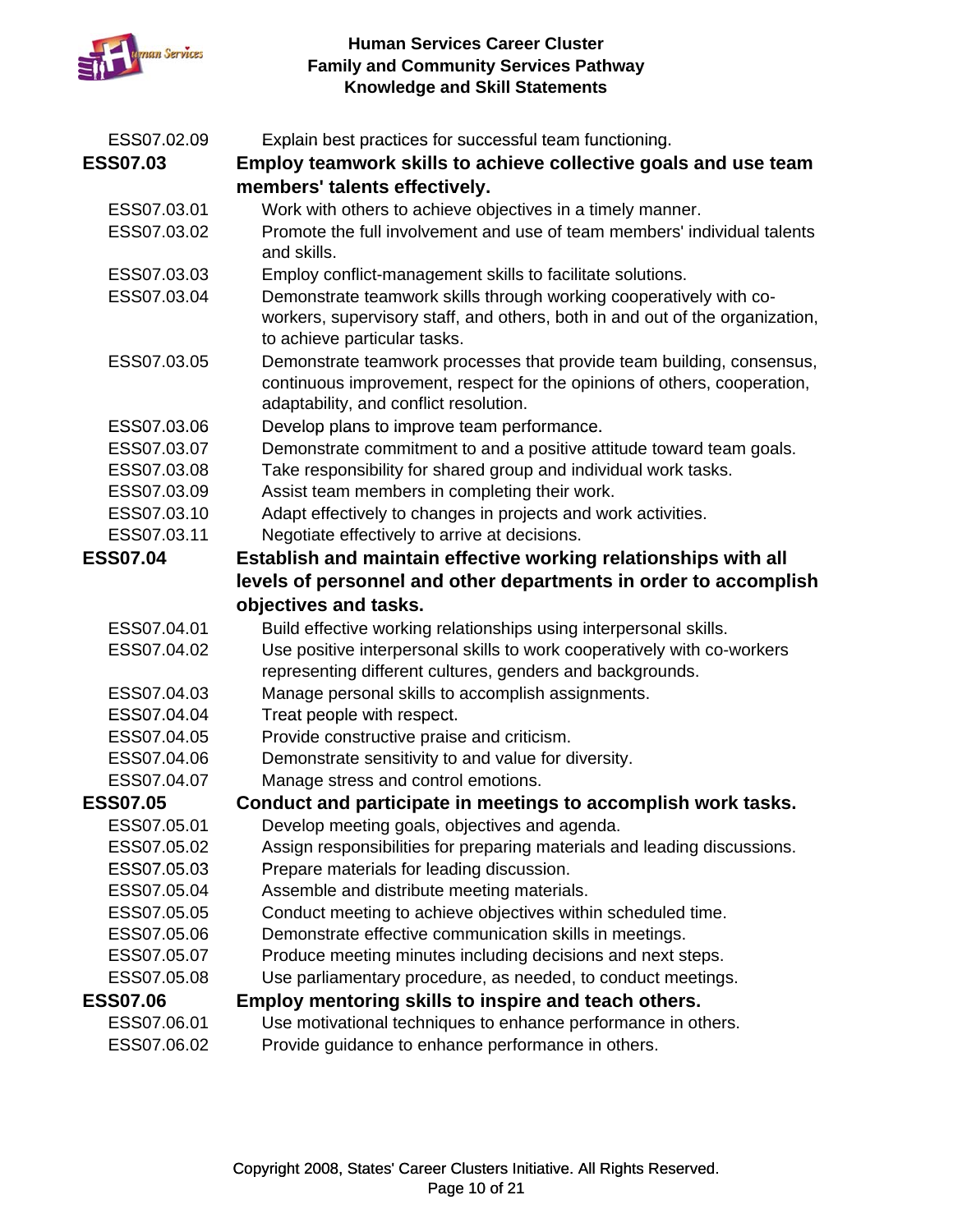| | |
|---|---|
| ESS07.02.09 | Explain best practices for successful team functioning. |
| **ESS07.03** | **Employ teamwork skills to achieve collective goals and use team members' talents effectively.** |
| ESS07.03.01 | Work with others to achieve objectives in a timely manner. |
| ESS07.03.02 | Promote the full involvement and use of team members' individual talents and skills. |
| ESS07.03.03 | Employ conflict-management skills to facilitate solutions. |
| ESS07.03.04 | Demonstrate teamwork skills through working cooperatively with co-workers, supervisory staff, and others, both in and out of the organization, to achieve particular tasks. |
| ESS07.03.05 | Demonstrate teamwork processes that provide team building, consensus, continuous improvement, respect for the opinions of others, cooperation, adaptability, and conflict resolution. |
| ESS07.03.06 | Develop plans to improve team performance. |
| ESS07.03.07 | Demonstrate commitment to and a positive attitude toward team goals. |
| ESS07.03.08 | Take responsibility for shared group and individual work tasks. |
| ESS07.03.09 | Assist team members in completing their work. |
| ESS07.03.10 | Adapt effectively to changes in projects and work activities. |
| ESS07.03.11 | Negotiate effectively to arrive at decisions. |
| **ESS07.04** | **Establish and maintain effective working relationships with all levels of personnel and other departments in order to accomplish objectives and tasks.** |
| ESS07.04.01 | Build effective working relationships using interpersonal skills. |
| ESS07.04.02 | Use positive interpersonal skills to work cooperatively with co-workers representing different cultures, genders and backgrounds. |
| ESS07.04.03 | Manage personal skills to accomplish assignments. |
| ESS07.04.04 | Treat people with respect. |
| ESS07.04.05 | Provide constructive praise and criticism. |
| ESS07.04.06 | Demonstrate sensitivity to and value for diversity. |
| ESS07.04.07 | Manage stress and control emotions. |
| **ESS07.05** | **Conduct and participate in meetings to accomplish work tasks.** |
| ESS07.05.01 | Develop meeting goals, objectives and agenda. |
| ESS07.05.02 | Assign responsibilities for preparing materials and leading discussions. |
| ESS07.05.03 | Prepare materials for leading discussion. |
| ESS07.05.04 | Assemble and distribute meeting materials. |
| ESS07.05.05 | Conduct meeting to achieve objectives within scheduled time. |
| ESS07.05.06 | Demonstrate effective communication skills in meetings. |
| ESS07.05.07 | Produce meeting minutes including decisions and next steps. |
| ESS07.05.08 | Use parliamentary procedure, as needed, to conduct meetings. |
| **ESS07.06** | **Employ mentoring skills to inspire and teach others.** |
| ESS07.06.01 | Use motivational techniques to enhance performance in others. |
| ESS07.06.02 | Provide guidance to enhance performance in others. |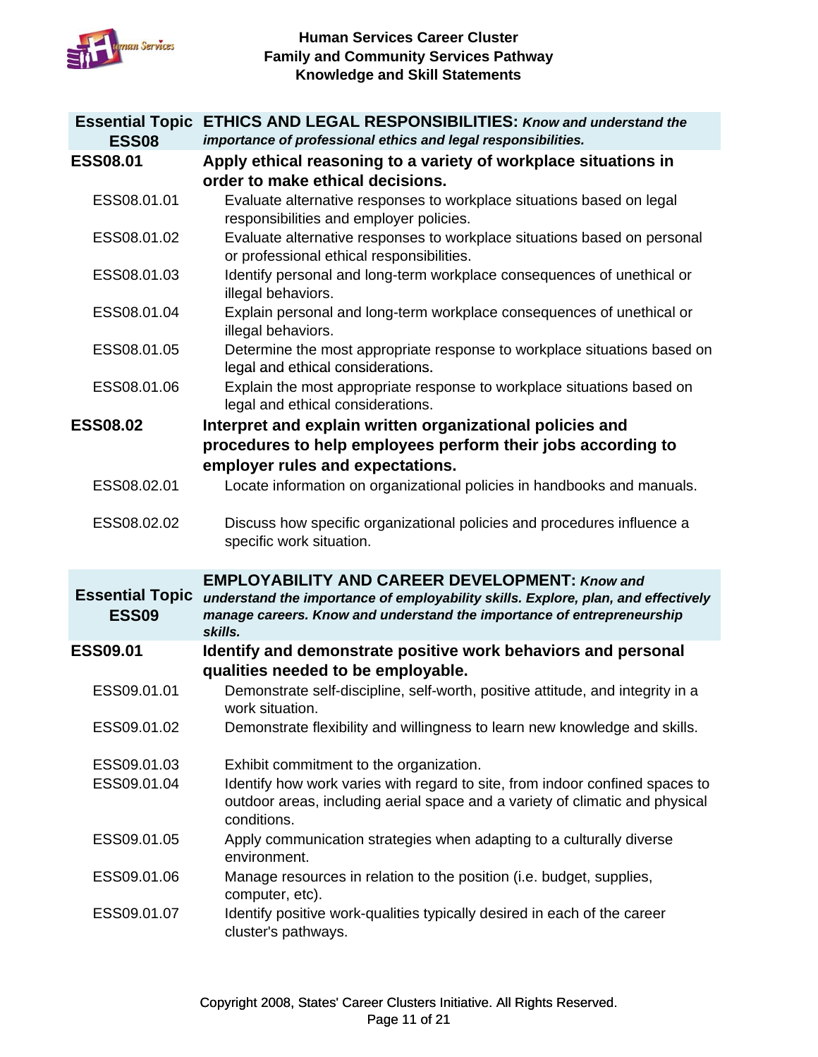| Essential Topic ESS08 | ETHICS AND LEGAL RESPONSIBILITIES: *Know and understand the importance of professional ethics and legal responsibilities.* |
|---|---|
| **ESS08.01** | **Apply ethical reasoning to a variety of workplace situations in order to make ethical decisions.** |
| ESS08.01.01 | Evaluate alternative responses to workplace situations based on legal responsibilities and employer policies. |
| ESS08.01.02 | Evaluate alternative responses to workplace situations based on personal or professional ethical responsibilities. |
| ESS08.01.03 | Identify personal and long-term workplace consequences of unethical or illegal behaviors. |
| ESS08.01.04 | Explain personal and long-term workplace consequences of unethical or illegal behaviors. |
| ESS08.01.05 | Determine the most appropriate response to workplace situations based on legal and ethical considerations. |
| ESS08.01.06 | Explain the most appropriate response to workplace situations based on legal and ethical considerations. |
| **ESS08.02** | **Interpret and explain written organizational policies and procedures to help employees perform their jobs according to employer rules and expectations.** |
| ESS08.02.01 | Locate information on organizational policies in handbooks and manuals. |
| ESS08.02.02 | Discuss how specific organizational policies and procedures influence a specific work situation. |

| Essential Topic ESS09 | EMPLOYABILITY AND CAREER DEVELOPMENT: *Know and understand the importance of employability skills. Explore, plan, and effectively manage careers. Know and understand the importance of entrepreneurship skills.* |
|---|---|
| **ESS09.01** | **Identify and demonstrate positive work behaviors and personal qualities needed to be employable.** |
| ESS09.01.01 | Demonstrate self-discipline, self-worth, positive attitude, and integrity in a work situation. |
| ESS09.01.02 | Demonstrate flexibility and willingness to learn new knowledge and skills. |
| ESS09.01.03 | Exhibit commitment to the organization. |
| ESS09.01.04 | Identify how work varies with regard to site, from indoor confined spaces to outdoor areas, including aerial space and a variety of climatic and physical conditions. |
| ESS09.01.05 | Apply communication strategies when adapting to a culturally diverse environment. |
| ESS09.01.06 | Manage resources in relation to the position (i.e. budget, supplies, computer, etc). |
| ESS09.01.07 | Identify positive work-qualities typically desired in each of the career cluster's pathways. |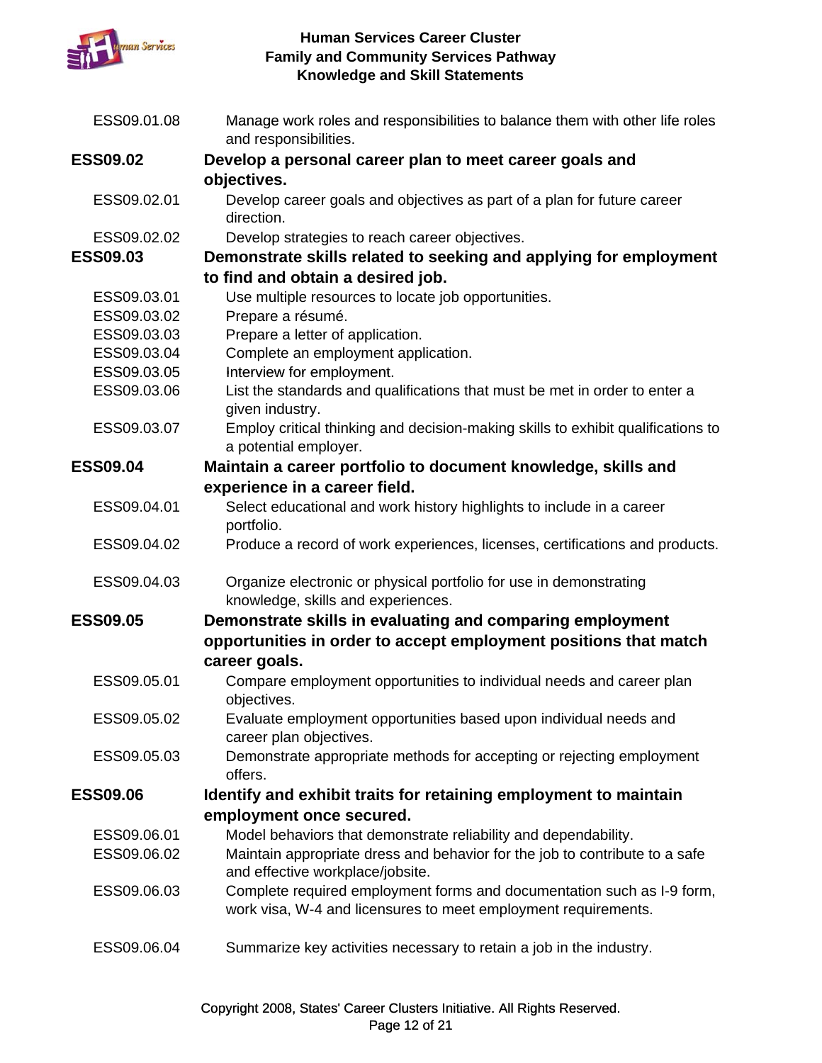ESS09.01.08 Manage work roles and responsibilities to balance them with other life roles and responsibilities.

**ESS09.02 Develop a personal career plan to meet career goals and objectives.**

ESS09.02.01 Develop career goals and objectives as part of a plan for future career direction.

ESS09.02.02 Develop strategies to reach career objectives.

**ESS09.03 Demonstrate skills related to seeking and applying for employment to find and obtain a desired job.**

ESS09.03.01 Use multiple resources to locate job opportunities.

ESS09.03.02 Prepare a résumé.

ESS09.03.03 Prepare a letter of application.

ESS09.03.04 Complete an employment application.

ESS09.03.05 Interview for employment.

ESS09.03.06 List the standards and qualifications that must be met in order to enter a given industry.

ESS09.03.07 Employ critical thinking and decision-making skills to exhibit qualifications to a potential employer.

**ESS09.04 Maintain a career portfolio to document knowledge, skills and experience in a career field.**

ESS09.04.01 Select educational and work history highlights to include in a career portfolio.

ESS09.04.02 Produce a record of work experiences, licenses, certifications and products.

ESS09.04.03 Organize electronic or physical portfolio for use in demonstrating knowledge, skills and experiences.

**ESS09.05 Demonstrate skills in evaluating and comparing employment opportunities in order to accept employment positions that match career goals.**

ESS09.05.01 Compare employment opportunities to individual needs and career plan objectives.

ESS09.05.02 Evaluate employment opportunities based upon individual needs and career plan objectives.

ESS09.05.03 Demonstrate appropriate methods for accepting or rejecting employment offers.

**ESS09.06 Identify and exhibit traits for retaining employment to maintain employment once secured.**

ESS09.06.01 Model behaviors that demonstrate reliability and dependability.

ESS09.06.02 Maintain appropriate dress and behavior for the job to contribute to a safe and effective workplace/jobsite.

ESS09.06.03 Complete required employment forms and documentation such as I-9 form, work visa, W-4 and licensures to meet employment requirements.

ESS09.06.04 Summarize key activities necessary to retain a job in the industry.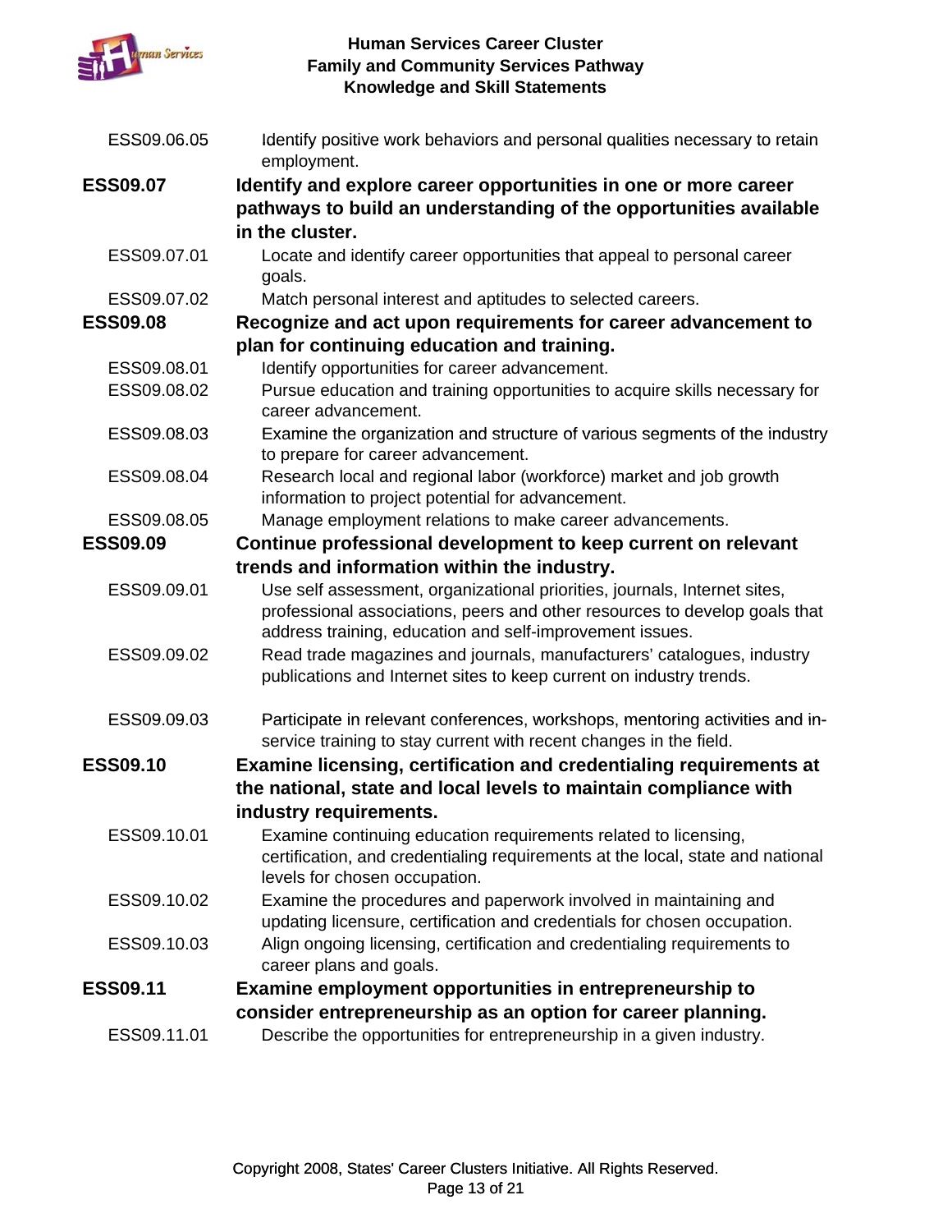| | |
|---|---|
| ESS09.06.05 | Identify positive work behaviors and personal qualities necessary to retain employment. |
| **ESS09.07** | **Identify and explore career opportunities in one or more career pathways to build an understanding of the opportunities available in the cluster.** |
| ESS09.07.01 | Locate and identify career opportunities that appeal to personal career goals. |
| ESS09.07.02 | Match personal interest and aptitudes to selected careers. |
| **ESS09.08** | **Recognize and act upon requirements for career advancement to plan for continuing education and training.** |
| ESS09.08.01 | Identify opportunities for career advancement. |
| ESS09.08.02 | Pursue education and training opportunities to acquire skills necessary for career advancement. |
| ESS09.08.03 | Examine the organization and structure of various segments of the industry to prepare for career advancement. |
| ESS09.08.04 | Research local and regional labor (workforce) market and job growth information to project potential for advancement. |
| ESS09.08.05 | Manage employment relations to make career advancements. |
| **ESS09.09** | **Continue professional development to keep current on relevant trends and information within the industry.** |
| ESS09.09.01 | Use self assessment, organizational priorities, journals, Internet sites, professional associations, peers and other resources to develop goals that address training, education and self-improvement issues. |
| ESS09.09.02 | Read trade magazines and journals, manufacturers' catalogues, industry publications and Internet sites to keep current on industry trends. |
| ESS09.09.03 | Participate in relevant conferences, workshops, mentoring activities and in-service training to stay current with recent changes in the field. |
| **ESS09.10** | **Examine licensing, certification and credentialing requirements at the national, state and local levels to maintain compliance with industry requirements.** |
| ESS09.10.01 | Examine continuing education requirements related to licensing, certification, and credentialing requirements at the local, state and national levels for chosen occupation. |
| ESS09.10.02 | Examine the procedures and paperwork involved in maintaining and updating licensure, certification and credentials for chosen occupation. |
| ESS09.10.03 | Align ongoing licensing, certification and credentialing requirements to career plans and goals. |
| **ESS09.11** | **Examine employment opportunities in entrepreneurship to consider entrepreneurship as an option for career planning.** |
| ESS09.11.01 | Describe the opportunities for entrepreneurship in a given industry. |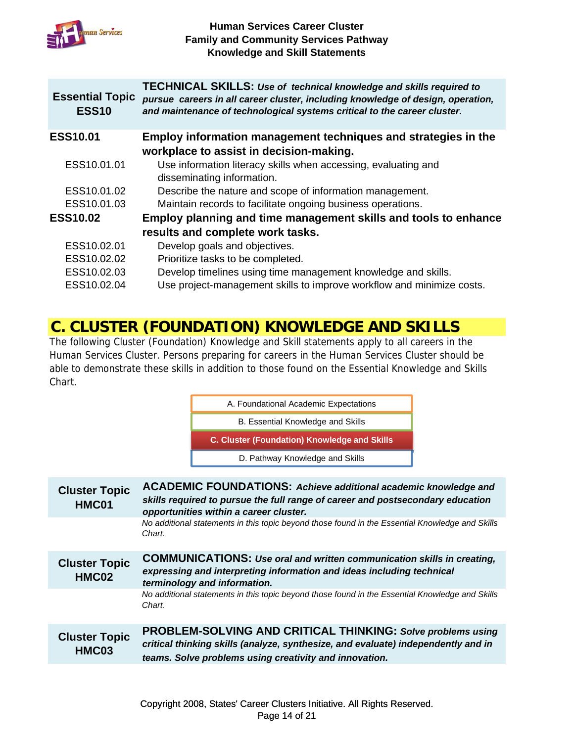| Essential Topic ESS10 | **TECHNICAL SKILLS:** ***Use of technical knowledge and skills required to pursue careers in all career cluster, including knowledge of design, operation, and maintenance of technological systems critical to the career cluster.*** |
|---|---|

**ESS10.01** **Employ information management techniques and strategies in the workplace to assist in decision-making.**

- ESS10.01.01 Use information literacy skills when accessing, evaluating and disseminating information.
- ESS10.01.02 Describe the nature and scope of information management.
- ESS10.01.03 Maintain records to facilitate ongoing business operations.

**ESS10.02** **Employ planning and time management skills and tools to enhance results and complete work tasks.**

- ESS10.02.01 Develop goals and objectives.
- ESS10.02.02 Prioritize tasks to be completed.
- ESS10.02.03 Develop timelines using time management knowledge and skills.
- ESS10.02.04 Use project-management skills to improve workflow and minimize costs.

## C. CLUSTER (FOUNDATION) KNOWLEDGE AND SKILLS

The following Cluster (Foundation) Knowledge and Skill statements apply to all careers in the Human Services Cluster. Persons preparing for careers in the Human Services Cluster should be able to demonstrate these skills in addition to those found on the Essential Knowledge and Skills Chart.

- A. Foundational Academic Expectations
- B. Essential Knowledge and Skills
- **C. Cluster (Foundation) Knowledge and Skills**
- D. Pathway Knowledge and Skills

| Cluster Topic HMC01 | **ACADEMIC FOUNDATIONS:** ***Achieve additional academic knowledge and skills required to pursue the full range of career and postsecondary education opportunities within a career cluster.*** |
|---|---|

*No additional statements in this topic beyond those found in the Essential Knowledge and Skills Chart.*

| Cluster Topic HMC02 | **COMMUNICATIONS:** ***Use oral and written communication skills in creating, expressing and interpreting information and ideas including technical terminology and information.*** |
|---|---|

*No additional statements in this topic beyond those found in the Essential Knowledge and Skills Chart.*

| Cluster Topic HMC03 | **PROBLEM-SOLVING AND CRITICAL THINKING:** ***Solve problems using critical thinking skills (analyze, synthesize, and evaluate) independently and in teams. Solve problems using creativity and innovation.*** |
|---|---|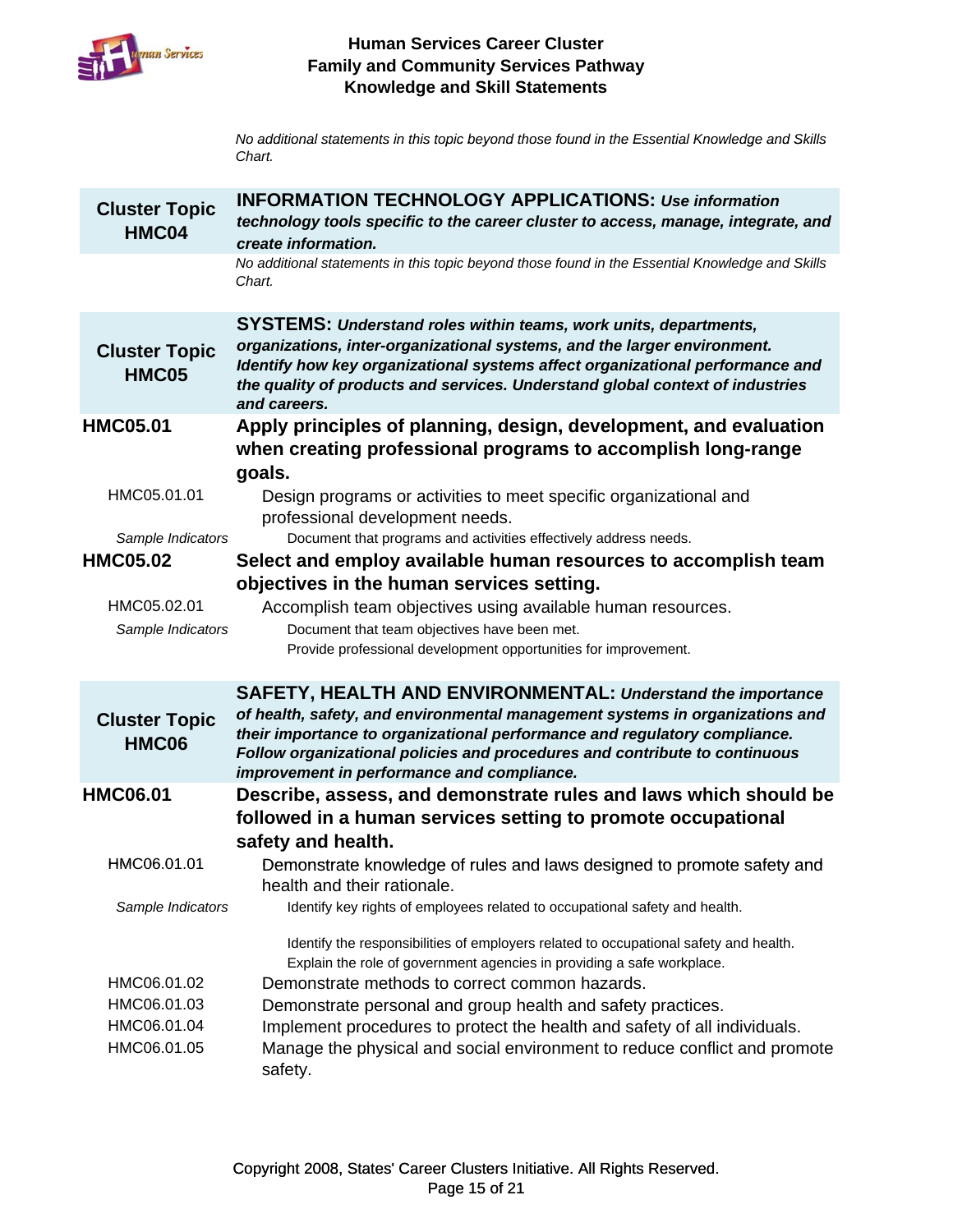*No additional statements in this topic beyond those found in the Essential Knowledge and Skills Chart.*

## Cluster Topic HMC04

**INFORMATION TECHNOLOGY APPLICATIONS:** ***Use information technology tools specific to the career cluster to access, manage, integrate, and create information.***

*No additional statements in this topic beyond those found in the Essential Knowledge and Skills Chart.*

## Cluster Topic HMC05

**SYSTEMS:** ***Understand roles within teams, work units, departments, organizations, inter-organizational systems, and the larger environment. Identify how key organizational systems affect organizational performance and the quality of products and services. Understand global context of industries and careers.***

**HMC05.01** **Apply principles of planning, design, development, and evaluation when creating professional programs to accomplish long-range goals.**

HMC05.01.01 Design programs or activities to meet specific organizational and professional development needs.

*Sample Indicators*
- Document that programs and activities effectively address needs.

**HMC05.02** **Select and employ available human resources to accomplish team objectives in the human services setting.**

HMC05.02.01 Accomplish team objectives using available human resources.

*Sample Indicators*
- Document that team objectives have been met.
- Provide professional development opportunities for improvement.

## Cluster Topic HMC06

**SAFETY, HEALTH AND ENVIRONMENTAL:** ***Understand the importance of health, safety, and environmental management systems in organizations and their importance to organizational performance and regulatory compliance. Follow organizational policies and procedures and contribute to continuous improvement in performance and compliance.***

**HMC06.01** **Describe, assess, and demonstrate rules and laws which should be followed in a human services setting to promote occupational safety and health.**

HMC06.01.01 Demonstrate knowledge of rules and laws designed to promote safety and health and their rationale.

*Sample Indicators*
- Identify key rights of employees related to occupational safety and health.
- Identify the responsibilities of employers related to occupational safety and health.
- Explain the role of government agencies in providing a safe workplace.

HMC06.01.02 Demonstrate methods to correct common hazards.

HMC06.01.03 Demonstrate personal and group health and safety practices.

HMC06.01.04 Implement procedures to protect the health and safety of all individuals.

HMC06.01.05 Manage the physical and social environment to reduce conflict and promote safety.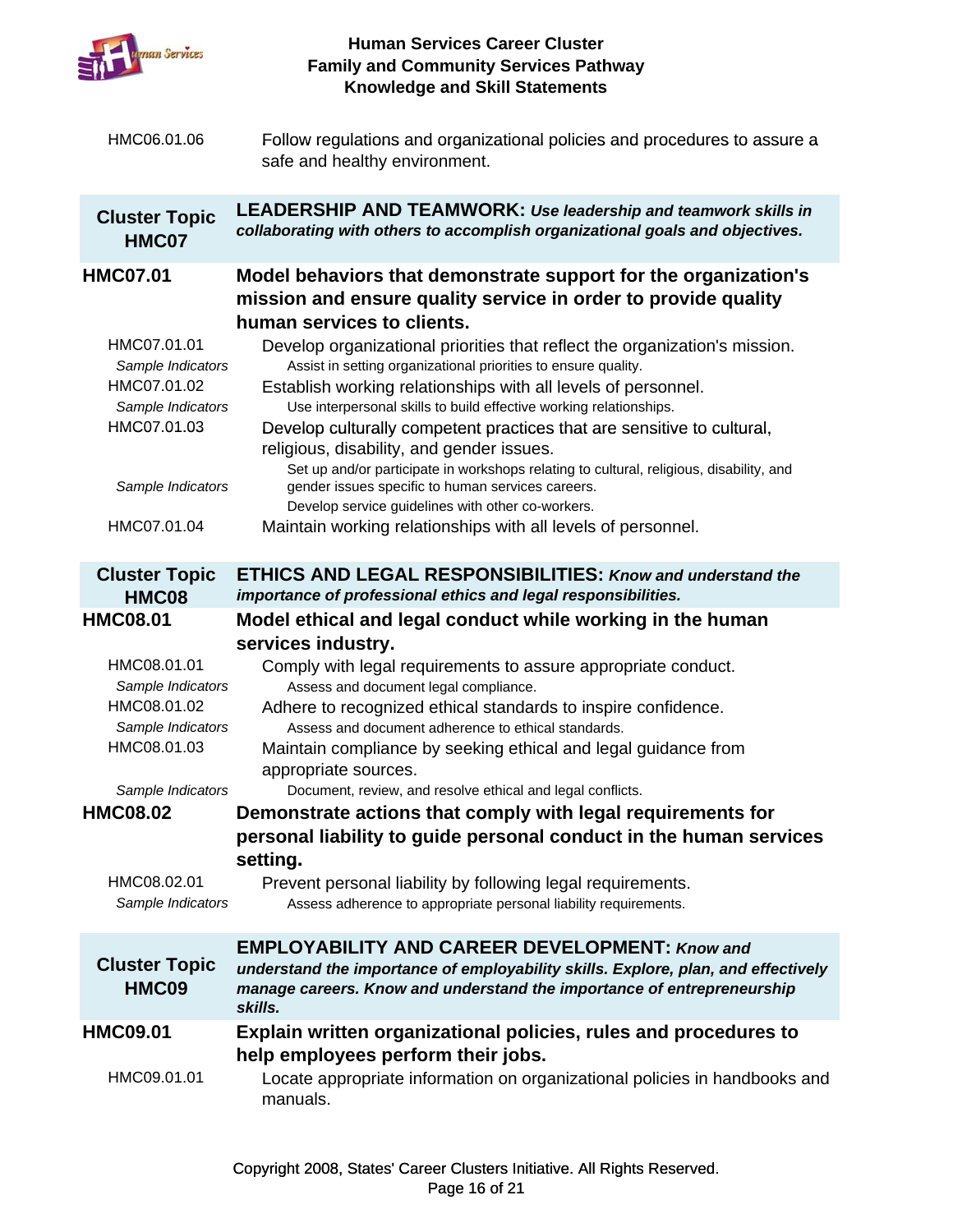HMC06.01.06 Follow regulations and organizational policies and procedures to assure a safe and healthy environment.

## Cluster Topic HMC07 — LEADERSHIP AND TEAMWORK: *Use leadership and teamwork skills in collaborating with others to accomplish organizational goals and objectives.*

### HMC07.01 Model behaviors that demonstrate support for the organization's mission and ensure quality service in order to provide quality human services to clients.

HMC07.01.01 Develop organizational priorities that reflect the organization's mission.

*Sample Indicators*
- Assist in setting organizational priorities to ensure quality.

HMC07.01.02 Establish working relationships with all levels of personnel.

*Sample Indicators*
- Use interpersonal skills to build effective working relationships.

HMC07.01.03 Develop culturally competent practices that are sensitive to cultural, religious, disability, and gender issues.

*Sample Indicators*
- Set up and/or participate in workshops relating to cultural, religious, disability, and gender issues specific to human services careers.
- Develop service guidelines with other co-workers.

HMC07.01.04 Maintain working relationships with all levels of personnel.

## Cluster Topic HMC08 — ETHICS AND LEGAL RESPONSIBILITIES: *Know and understand the importance of professional ethics and legal responsibilities.*

### HMC08.01 Model ethical and legal conduct while working in the human services industry.

HMC08.01.01 Comply with legal requirements to assure appropriate conduct.

*Sample Indicators*
- Assess and document legal compliance.

HMC08.01.02 Adhere to recognized ethical standards to inspire confidence.

*Sample Indicators*
- Assess and document adherence to ethical standards.

HMC08.01.03 Maintain compliance by seeking ethical and legal guidance from appropriate sources.

*Sample Indicators*
- Document, review, and resolve ethical and legal conflicts.

### HMC08.02 Demonstrate actions that comply with legal requirements for personal liability to guide personal conduct in the human services setting.

HMC08.02.01 Prevent personal liability by following legal requirements.

*Sample Indicators*
- Assess adherence to appropriate personal liability requirements.

## Cluster Topic HMC09 — EMPLOYABILITY AND CAREER DEVELOPMENT: *Know and understand the importance of employability skills. Explore, plan, and effectively manage careers. Know and understand the importance of entrepreneurship skills.*

### HMC09.01 Explain written organizational policies, rules and procedures to help employees perform their jobs.

HMC09.01.01 Locate appropriate information on organizational policies in handbooks and manuals.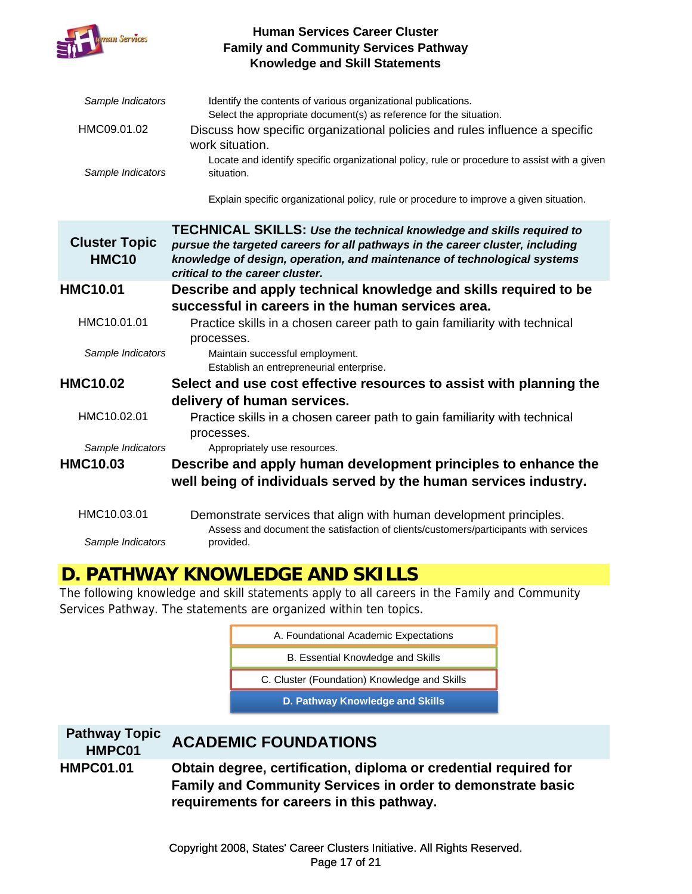| | |
|---|---|
| *Sample Indicators* | Identify the contents of various organizational publications. |
| | Select the appropriate document(s) as reference for the situation. |
| HMC09.01.02 | Discuss how specific organizational policies and rules influence a specific work situation. |
| *Sample Indicators* | Locate and identify specific organizational policy, rule or procedure to assist with a given situation. |
| | Explain specific organizational policy, rule or procedure to improve a given situation. |

| **Cluster Topic HMC10** | **TECHNICAL SKILLS:** ***Use the technical knowledge and skills required to pursue the targeted careers for all pathways in the career cluster, including knowledge of design, operation, and maintenance of technological systems critical to the career cluster.*** |
|---|---|
| **HMC10.01** | **Describe and apply technical knowledge and skills required to be successful in careers in the human services area.** |
| HMC10.01.01 | Practice skills in a chosen career path to gain familiarity with technical processes. |
| *Sample Indicators* | Maintain successful employment. |
| | Establish an entrepreneurial enterprise. |
| **HMC10.02** | **Select and use cost effective resources to assist with planning the delivery of human services.** |
| HMC10.02.01 | Practice skills in a chosen career path to gain familiarity with technical processes. |
| *Sample Indicators* | Appropriately use resources. |
| **HMC10.03** | **Describe and apply human development principles to enhance the well being of individuals served by the human services industry.** |
| HMC10.03.01 | Demonstrate services that align with human development principles. |
| *Sample Indicators* | Assess and document the satisfaction of clients/customers/participants with services provided. |

## D. PATHWAY KNOWLEDGE AND SKILLS

The following knowledge and skill statements apply to all careers in the Family and Community Services Pathway. The statements are organized within ten topics.

- A. Foundational Academic Expectations
- B. Essential Knowledge and Skills
- C. Cluster (Foundation) Knowledge and Skills
- **D. Pathway Knowledge and Skills**

| **Pathway Topic HMPC01** | **ACADEMIC FOUNDATIONS** |
|---|---|
| **HMPC01.01** | **Obtain degree, certification, diploma or credential required for Family and Community Services in order to demonstrate basic requirements for careers in this pathway.** |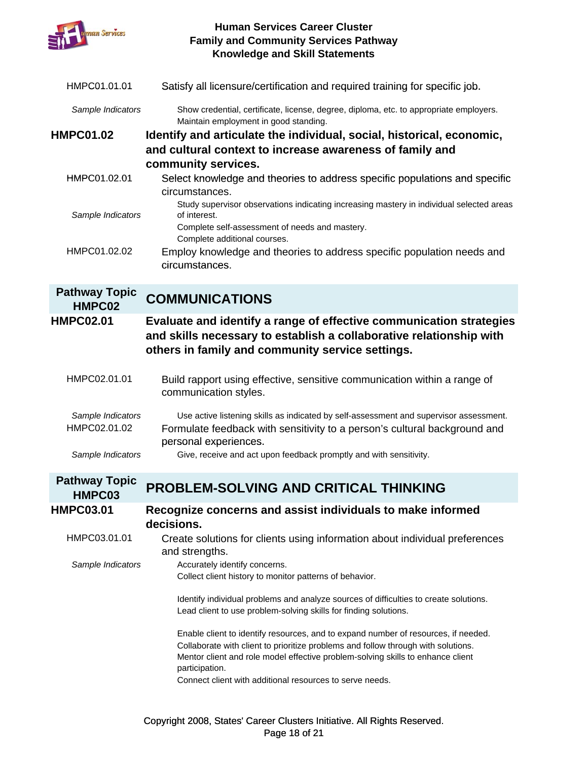HMPC01.01.01 Satisfy all licensure/certification and required training for specific job.

*Sample Indicators*
- Show credential, certificate, license, degree, diploma, etc. to appropriate employers.
- Maintain employment in good standing.

**HMPC01.02 Identify and articulate the individual, social, historical, economic, and cultural context to increase awareness of family and community services.**

HMPC01.02.01 Select knowledge and theories to address specific populations and specific circumstances.

*Sample Indicators*
- Study supervisor observations indicating increasing mastery in individual selected areas of interest.
- Complete self-assessment of needs and mastery.
- Complete additional courses.

HMPC01.02.02 Employ knowledge and theories to address specific population needs and circumstances.

## Pathway Topic HMPC02 — COMMUNICATIONS

**HMPC02.01 Evaluate and identify a range of effective communication strategies and skills necessary to establish a collaborative relationship with others in family and community service settings.**

HMPC02.01.01 Build rapport using effective, sensitive communication within a range of communication styles.

*Sample Indicators*
- Use active listening skills as indicated by self-assessment and supervisor assessment.

HMPC02.01.02 Formulate feedback with sensitivity to a person's cultural background and personal experiences.

*Sample Indicators*
- Give, receive and act upon feedback promptly and with sensitivity.

## Pathway Topic HMPC03 — PROBLEM-SOLVING AND CRITICAL THINKING

**HMPC03.01 Recognize concerns and assist individuals to make informed decisions.**

HMPC03.01.01 Create solutions for clients using information about individual preferences and strengths.

*Sample Indicators*
- Accurately identify concerns.
- Collect client history to monitor patterns of behavior.
- Identify individual problems and analyze sources of difficulties to create solutions.
- Lead client to use problem-solving skills for finding solutions.
- Enable client to identify resources, and to expand number of resources, if needed.
- Collaborate with client to prioritize problems and follow through with solutions.
- Mentor client and role model effective problem-solving skills to enhance client participation.
- Connect client with additional resources to serve needs.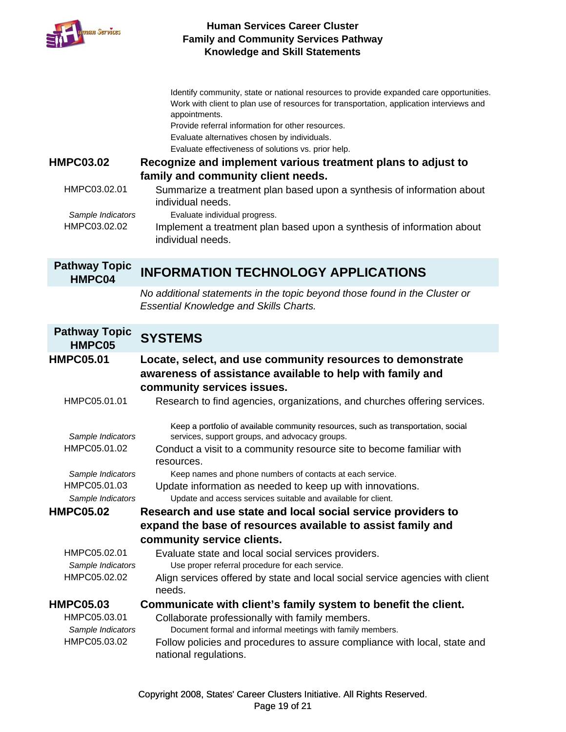Identify community, state or national resources to provide expanded care opportunities.
Work with client to plan use of resources for transportation, application interviews and appointments.
Provide referral information for other resources.
Evaluate alternatives chosen by individuals.
Evaluate effectiveness of solutions vs. prior help.

**HMPC03.02** **Recognize and implement various treatment plans to adjust to family and community client needs.**

HMPC03.02.01 Summarize a treatment plan based upon a synthesis of information about individual needs.

*Sample Indicators*
Evaluate individual progress.

HMPC03.02.02 Implement a treatment plan based upon a synthesis of information about individual needs.

## Pathway Topic HMPC04 — INFORMATION TECHNOLOGY APPLICATIONS

*No additional statements in the topic beyond those found in the Cluster or Essential Knowledge and Skills Charts.*

## Pathway Topic HMPC05 — SYSTEMS

**HMPC05.01** **Locate, select, and use community resources to demonstrate awareness of assistance available to help with family and community services issues.**

HMPC05.01.01 Research to find agencies, organizations, and churches offering services.

*Sample Indicators*
Keep a portfolio of available community resources, such as transportation, social services, support groups, and advocacy groups.

HMPC05.01.02 Conduct a visit to a community resource site to become familiar with resources.

*Sample Indicators*
Keep names and phone numbers of contacts at each service.

HMPC05.01.03 Update information as needed to keep up with innovations.

*Sample Indicators*
Update and access services suitable and available for client.

**HMPC05.02** **Research and use state and local social service providers to expand the base of resources available to assist family and community service clients.**

HMPC05.02.01 Evaluate state and local social services providers.

*Sample Indicators*
Use proper referral procedure for each service.

HMPC05.02.02 Align services offered by state and local social service agencies with client needs.

**HMPC05.03** **Communicate with client's family system to benefit the client.**

HMPC05.03.01 Collaborate professionally with family members.

*Sample Indicators*
Document formal and informal meetings with family members.

HMPC05.03.02 Follow policies and procedures to assure compliance with local, state and national regulations.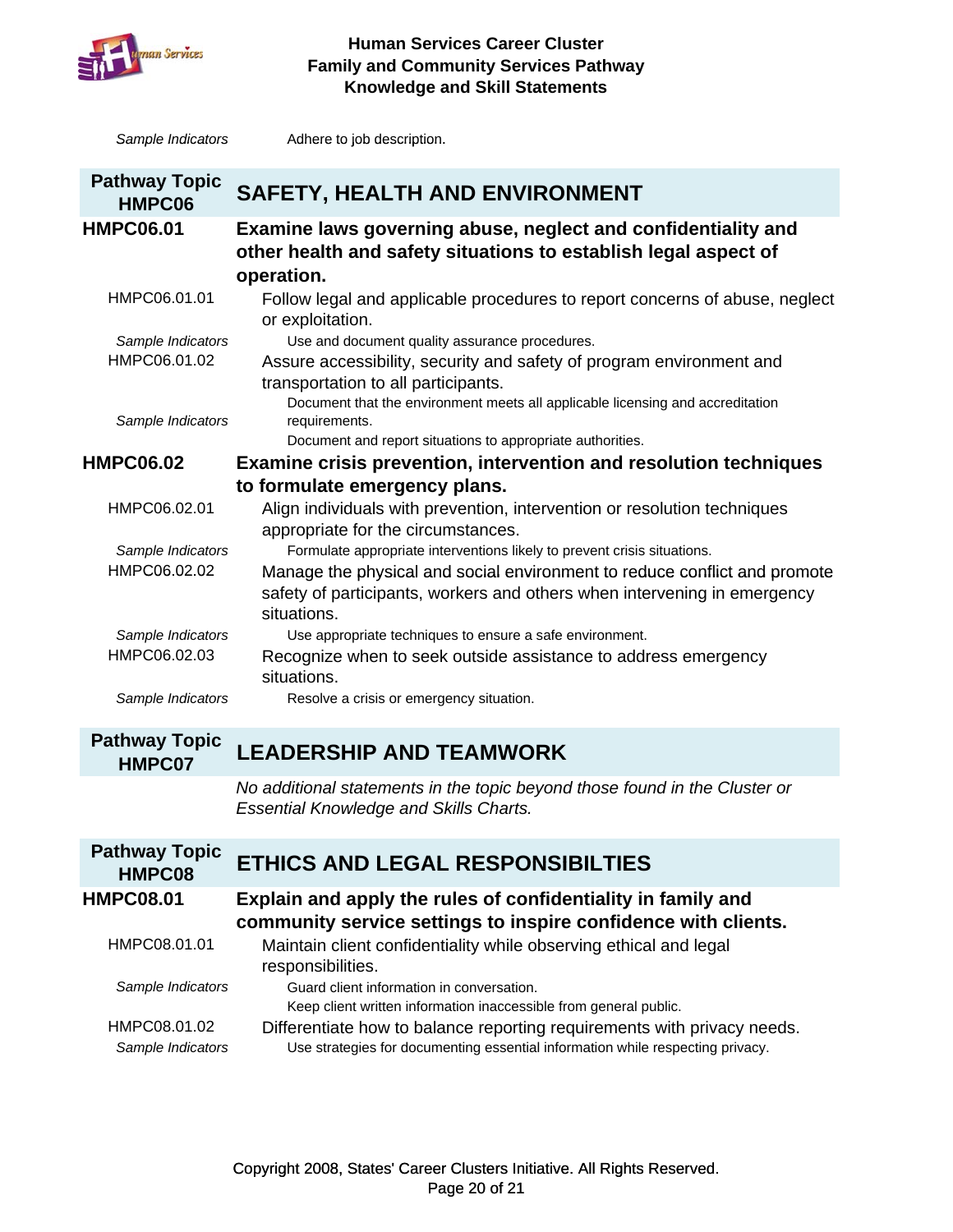*Sample Indicators* Adhere to job description.

## Pathway Topic HMPC06 — SAFETY, HEALTH AND ENVIRONMENT

**HMPC06.01** **Examine laws governing abuse, neglect and confidentiality and other health and safety situations to establish legal aspect of operation.**

HMPC06.01.01 Follow legal and applicable procedures to report concerns of abuse, neglect or exploitation.

*Sample Indicators* Use and document quality assurance procedures.

HMPC06.01.02 Assure accessibility, security and safety of program environment and transportation to all participants.

*Sample Indicators*
- Document that the environment meets all applicable licensing and accreditation requirements.
- Document and report situations to appropriate authorities.

**HMPC06.02** **Examine crisis prevention, intervention and resolution techniques to formulate emergency plans.**

HMPC06.02.01 Align individuals with prevention, intervention or resolution techniques appropriate for the circumstances.

*Sample Indicators* Formulate appropriate interventions likely to prevent crisis situations.

HMPC06.02.02 Manage the physical and social environment to reduce conflict and promote safety of participants, workers and others when intervening in emergency situations.

*Sample Indicators* Use appropriate techniques to ensure a safe environment.

HMPC06.02.03 Recognize when to seek outside assistance to address emergency situations.

*Sample Indicators* Resolve a crisis or emergency situation.

## Pathway Topic HMPC07 — LEADERSHIP AND TEAMWORK

*No additional statements in the topic beyond those found in the Cluster or Essential Knowledge and Skills Charts.*

## Pathway Topic HMPC08 — ETHICS AND LEGAL RESPONSIBILTIES

**HMPC08.01** **Explain and apply the rules of confidentiality in family and community service settings to inspire confidence with clients.**

HMPC08.01.01 Maintain client confidentiality while observing ethical and legal responsibilities.

*Sample Indicators*
- Guard client information in conversation.
- Keep client written information inaccessible from general public.

HMPC08.01.02 Differentiate how to balance reporting requirements with privacy needs.

*Sample Indicators* Use strategies for documenting essential information while respecting privacy.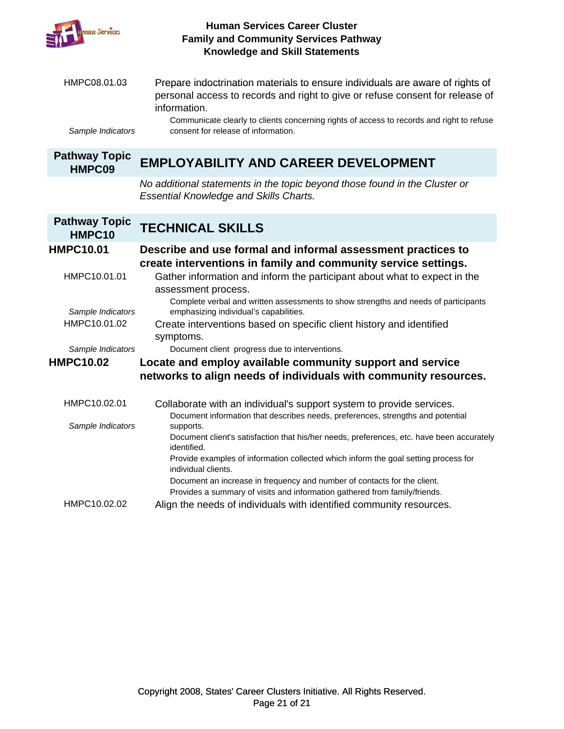HMPC08.01.03 Prepare indoctrination materials to ensure individuals are aware of rights of personal access to records and right to give or refuse consent for release of information.

*Sample Indicators*
- Communicate clearly to clients concerning rights of access to records and right to refuse consent for release of information.

## Pathway Topic HMPC09 — EMPLOYABILITY AND CAREER DEVELOPMENT

*No additional statements in the topic beyond those found in the Cluster or Essential Knowledge and Skills Charts.*

## Pathway Topic HMPC10 — TECHNICAL SKILLS

**HMPC10.01 Describe and use formal and informal assessment practices to create interventions in family and community service settings.**

HMPC10.01.01 Gather information and inform the participant about what to expect in the assessment process.

*Sample Indicators*
- Complete verbal and written assessments to show strengths and needs of participants emphasizing individual's capabilities.

HMPC10.01.02 Create interventions based on specific client history and identified symptoms.

*Sample Indicators*
- Document client progress due to interventions.

**HMPC10.02 Locate and employ available community support and service networks to align needs of individuals with community resources.**

HMPC10.02.01 Collaborate with an individual's support system to provide services.

*Sample Indicators*
- Document information that describes needs, preferences, strengths and potential supports.
- Document client's satisfaction that his/her needs, preferences, etc. have been accurately identified.
- Provide examples of information collected which inform the goal setting process for individual clients.
- Document an increase in frequency and number of contacts for the client.
- Provides a summary of visits and information gathered from family/friends.

HMPC10.02.02 Align the needs of individuals with identified community resources.